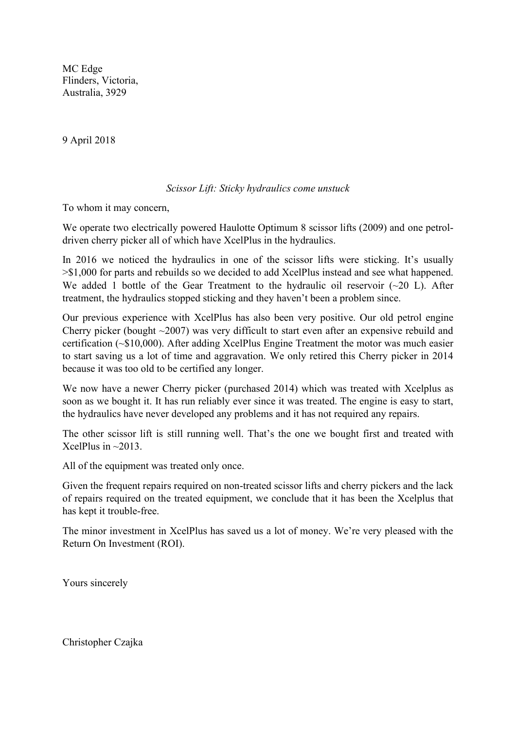MC Edge  
Flinders, Victoria,  
Australia, 3929

9 April 2018

*Scissor Lift: Sticky hydraulics come unstuck*

To whom it may concern,

We operate two electrically powered Haulotte Optimum 8 scissor lifts (2009) and one petrol-driven cherry picker all of which have XcelPlus in the hydraulics.

In 2016 we noticed the hydraulics in one of the scissor lifts were sticking. It's usually >$1,000 for parts and rebuilds so we decided to add XcelPlus instead and see what happened. We added 1 bottle of the Gear Treatment to the hydraulic oil reservoir (~20 L). After treatment, the hydraulics stopped sticking and they haven't been a problem since.

Our previous experience with XcelPlus has also been very positive. Our old petrol engine Cherry picker (bought ~2007) was very difficult to start even after an expensive rebuild and certification (~$10,000). After adding XcelPlus Engine Treatment the motor was much easier to start saving us a lot of time and aggravation. We only retired this Cherry picker in 2014 because it was too old to be certified any longer.

We now have a newer Cherry picker (purchased 2014) which was treated with Xcelplus as soon as we bought it. It has run reliably ever since it was treated. The engine is easy to start, the hydraulics have never developed any problems and it has not required any repairs.

The other scissor lift is still running well. That's the one we bought first and treated with XcelPlus in ~2013.

All of the equipment was treated only once.

Given the frequent repairs required on non-treated scissor lifts and cherry pickers and the lack of repairs required on the treated equipment, we conclude that it has been the Xcelplus that has kept it trouble-free.

The minor investment in XcelPlus has saved us a lot of money. We're very pleased with the Return On Investment (ROI).

Yours sincerely

Christopher Czajka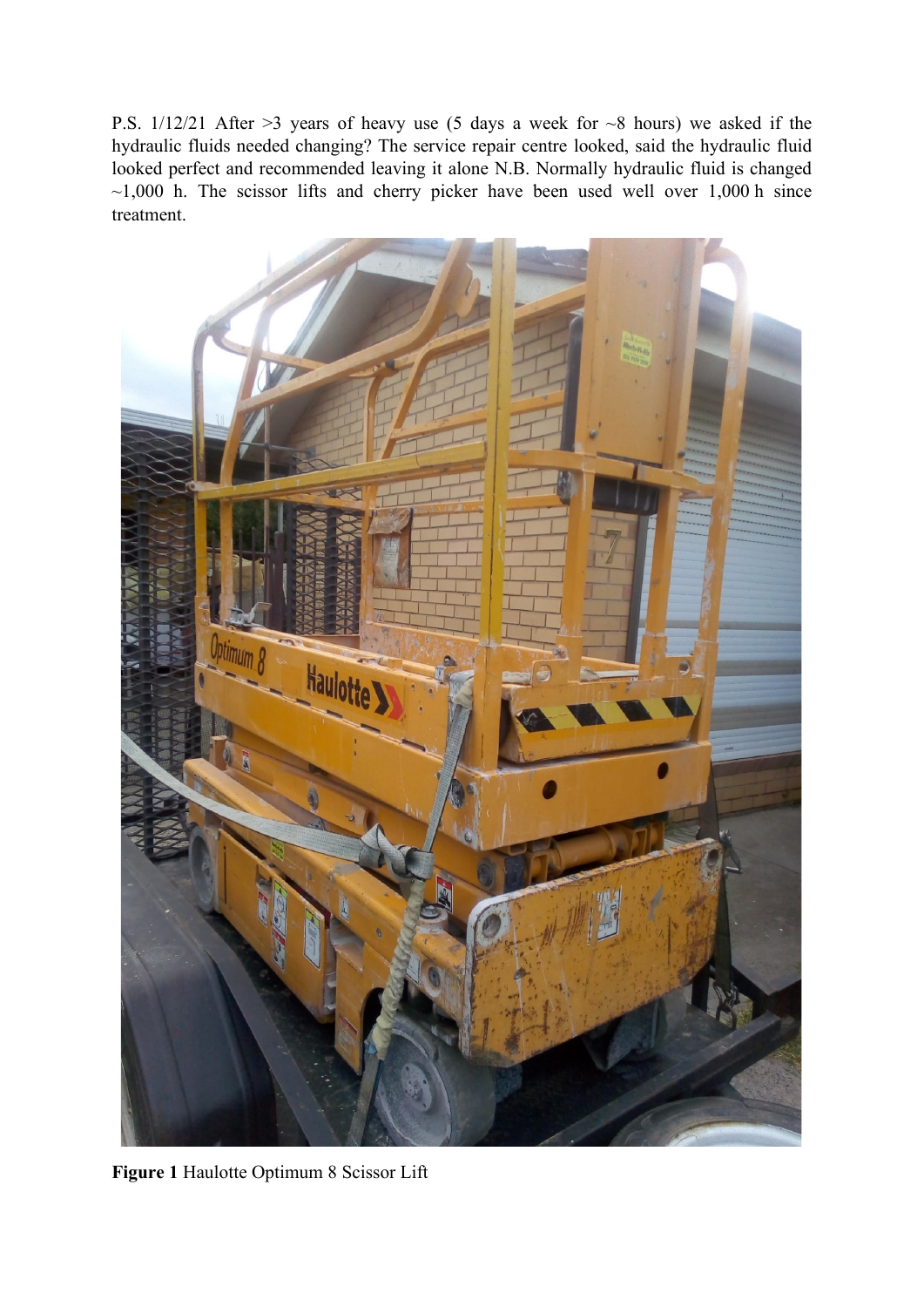P.S. 1/12/21 After >3 years of heavy use (5 days a week for ~8 hours) we asked if the hydraulic fluids needed changing? The service repair centre looked, said the hydraulic fluid looked perfect and recommended leaving it alone N.B. Normally hydraulic fluid is changed ~1,000 h. The scissor lifts and cherry picker have been used well over 1,000 h since treatment.

**Figure 1** Haulotte Optimum 8 Scissor Lift